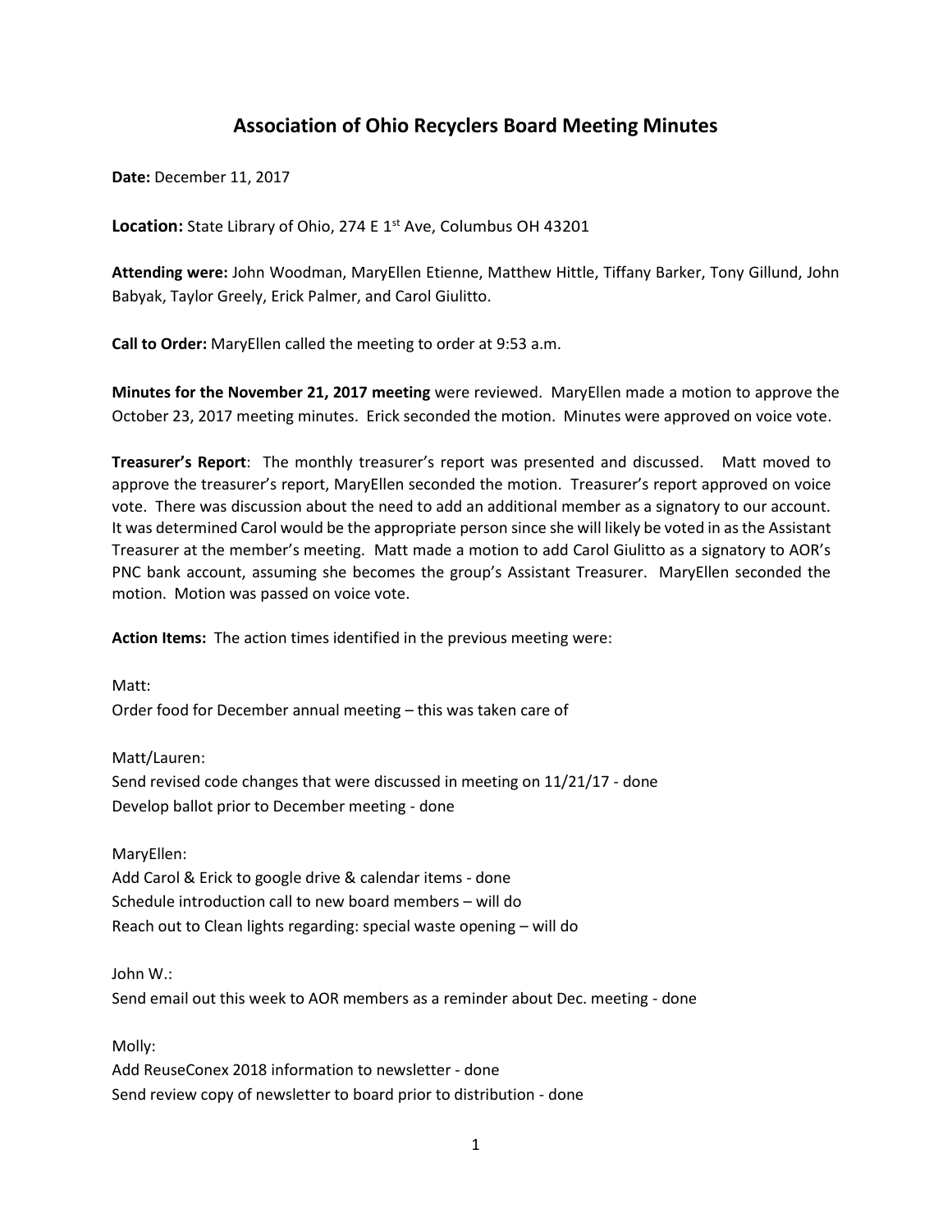# Association of Ohio Recyclers Board Meeting Minutes

**Date:** December 11, 2017

**Location:** State Library of Ohio, 274 E 1st Ave, Columbus OH 43201

**Attending were:** John Woodman, MaryEllen Etienne, Matthew Hittle, Tiffany Barker, Tony Gillund, John Babyak, Taylor Greely, Erick Palmer, and Carol Giulitto.

**Call to Order:** MaryEllen called the meeting to order at 9:53 a.m.

**Minutes for the November 21, 2017 meeting** were reviewed. MaryEllen made a motion to approve the October 23, 2017 meeting minutes. Erick seconded the motion. Minutes were approved on voice vote.

**Treasurer's Report**: The monthly treasurer's report was presented and discussed. Matt moved to approve the treasurer's report, MaryEllen seconded the motion. Treasurer's report approved on voice vote. There was discussion about the need to add an additional member as a signatory to our account. It was determined Carol would be the appropriate person since she will likely be voted in as the Assistant Treasurer at the member's meeting. Matt made a motion to add Carol Giulitto as a signatory to AOR's PNC bank account, assuming she becomes the group's Assistant Treasurer. MaryEllen seconded the motion. Motion was passed on voice vote.

**Action Items:** The action times identified in the previous meeting were:

Matt:
Order food for December annual meeting – this was taken care of

Matt/Lauren:
Send revised code changes that were discussed in meeting on 11/21/17 - done
Develop ballot prior to December meeting - done

MaryEllen:
Add Carol & Erick to google drive & calendar items - done
Schedule introduction call to new board members – will do
Reach out to Clean lights regarding: special waste opening – will do

John W.:
Send email out this week to AOR members as a reminder about Dec. meeting - done

Molly:
Add ReuseConex 2018 information to newsletter - done
Send review copy of newsletter to board prior to distribution - done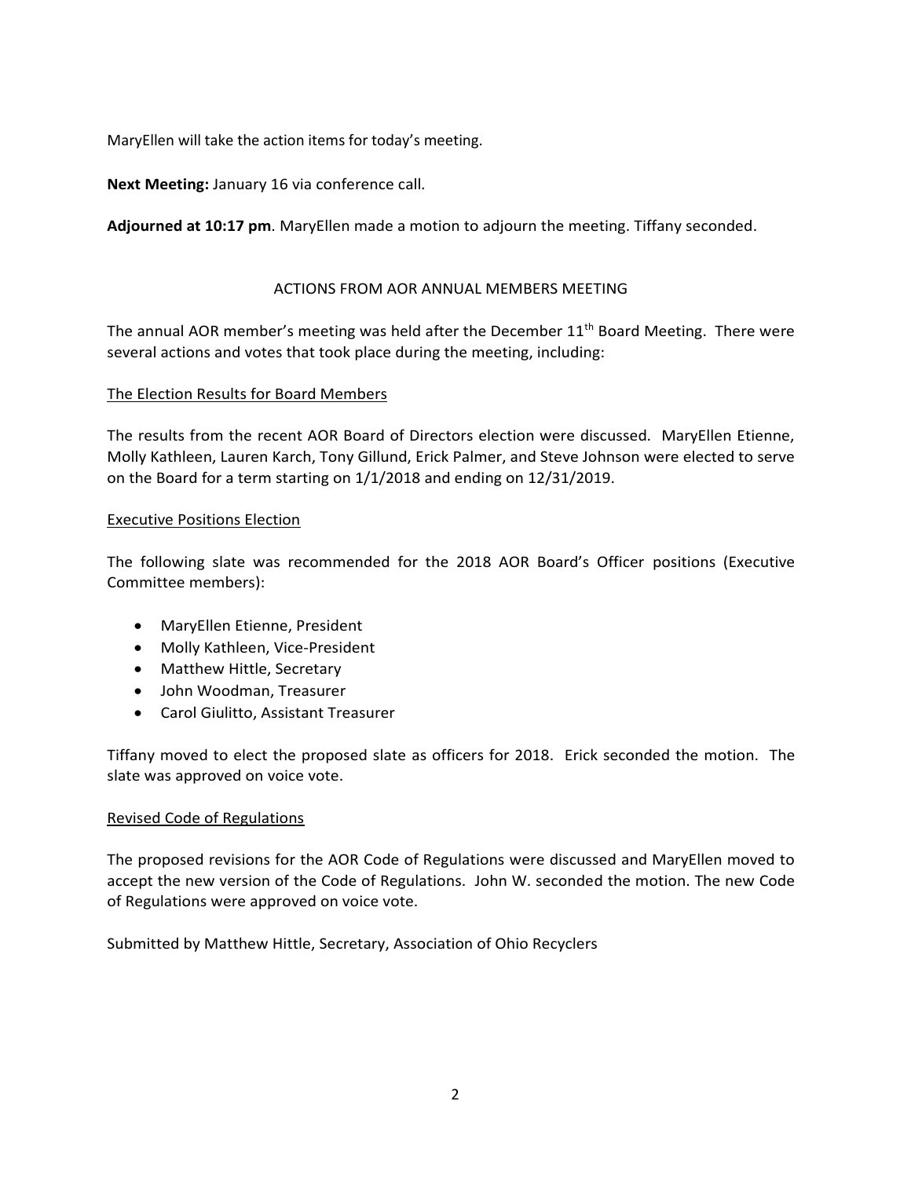MaryEllen will take the action items for today's meeting.

**Next Meeting:** January 16 via conference call.

**Adjourned at 10:17 pm**. MaryEllen made a motion to adjourn the meeting. Tiffany seconded.

## ACTIONS FROM AOR ANNUAL MEMBERS MEETING

The annual AOR member's meeting was held after the December 11th Board Meeting. There were several actions and votes that took place during the meeting, including:

### The Election Results for Board Members

The results from the recent AOR Board of Directors election were discussed. MaryEllen Etienne, Molly Kathleen, Lauren Karch, Tony Gillund, Erick Palmer, and Steve Johnson were elected to serve on the Board for a term starting on 1/1/2018 and ending on 12/31/2019.

### Executive Positions Election

The following slate was recommended for the 2018 AOR Board's Officer positions (Executive Committee members):

- MaryEllen Etienne, President
- Molly Kathleen, Vice-President
- Matthew Hittle, Secretary
- John Woodman, Treasurer
- Carol Giulitto, Assistant Treasurer

Tiffany moved to elect the proposed slate as officers for 2018. Erick seconded the motion. The slate was approved on voice vote.

### Revised Code of Regulations

The proposed revisions for the AOR Code of Regulations were discussed and MaryEllen moved to accept the new version of the Code of Regulations. John W. seconded the motion. The new Code of Regulations were approved on voice vote.

Submitted by Matthew Hittle, Secretary, Association of Ohio Recyclers